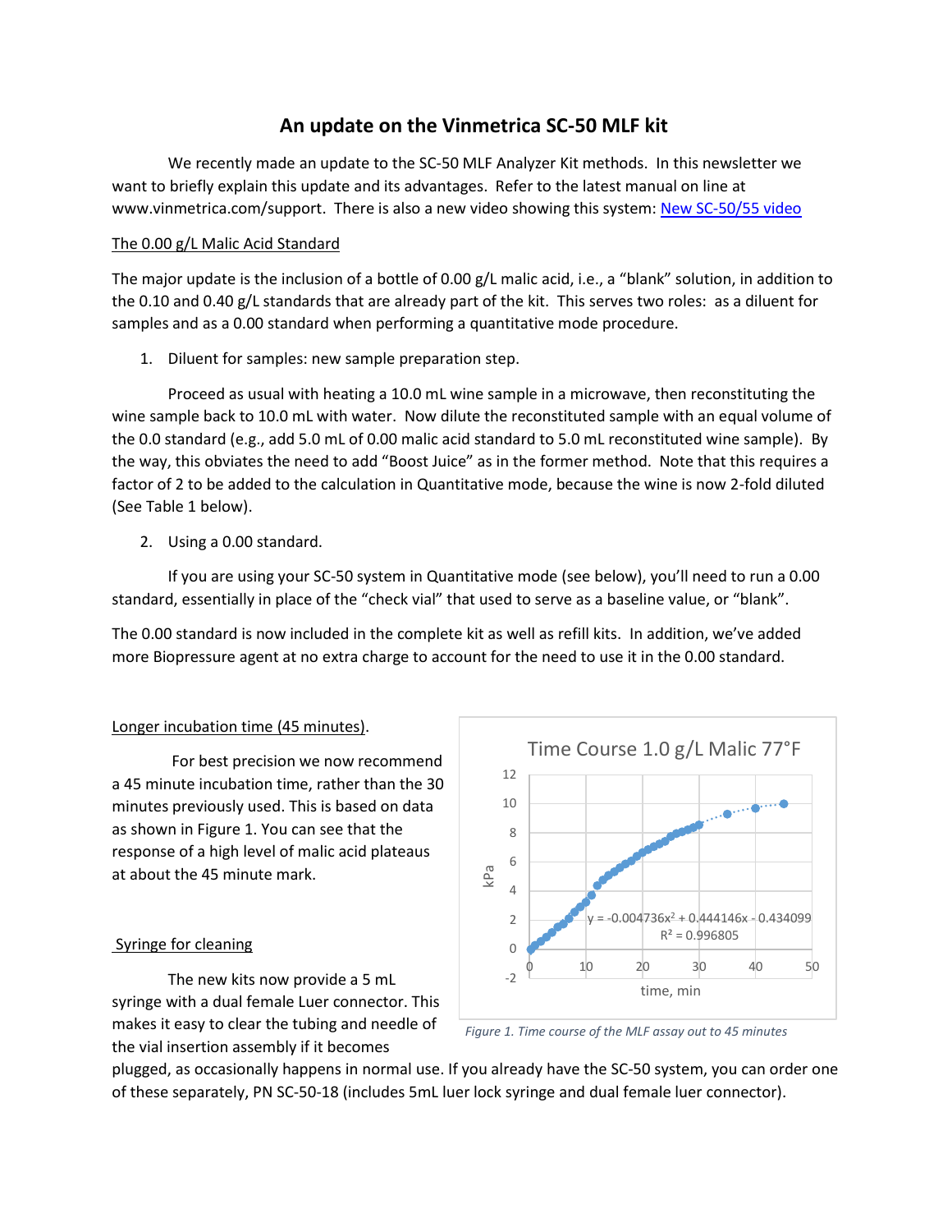# An update on the Vinmetrica SC-50 MLF kit

We recently made an update to the SC-50 MLF Analyzer Kit methods. In this newsletter we want to briefly explain this update and its advantages. Refer to the latest manual on line at www.vinmetrica.com/support. There is also a new video showing this system: New SC-50/55 video

## The 0.00 g/L Malic Acid Standard

The major update is the inclusion of a bottle of 0.00 g/L malic acid, i.e., a "blank" solution, in addition to the 0.10 and 0.40 g/L standards that are already part of the kit. This serves two roles: as a diluent for samples and as a 0.00 standard when performing a quantitative mode procedure.

1. Diluent for samples: new sample preparation step.

Proceed as usual with heating a 10.0 mL wine sample in a microwave, then reconstituting the wine sample back to 10.0 mL with water. Now dilute the reconstituted sample with an equal volume of the 0.0 standard (e.g., add 5.0 mL of 0.00 malic acid standard to 5.0 mL reconstituted wine sample). By the way, this obviates the need to add "Boost Juice" as in the former method. Note that this requires a factor of 2 to be added to the calculation in Quantitative mode, because the wine is now 2-fold diluted (See Table 1 below).

2. Using a 0.00 standard.

If you are using your SC-50 system in Quantitative mode (see below), you'll need to run a 0.00 standard, essentially in place of the "check vial" that used to serve as a baseline value, or "blank".

The 0.00 standard is now included in the complete kit as well as refill kits. In addition, we've added more Biopressure agent at no extra charge to account for the need to use it in the 0.00 standard.

## Longer incubation time (45 minutes).

For best precision we now recommend a 45 minute incubation time, rather than the 30 minutes previously used. This is based on data as shown in Figure 1. You can see that the response of a high level of malic acid plateaus at about the 45 minute mark.

Time Course 1.0 g/L Malic 77°F

$y = -0.004736x^2 + 0.444146x - 0.434099$

$R^2 = 0.996805$

*Figure 1. Time course of the MLF assay out to 45 minutes*

## Syringe for cleaning

The new kits now provide a 5 mL syringe with a dual female Luer connector. This makes it easy to clear the tubing and needle of the vial insertion assembly if it becomes plugged, as occasionally happens in normal use. If you already have the SC-50 system, you can order one of these separately, PN SC-50-18 (includes 5mL luer lock syringe and dual female luer connector).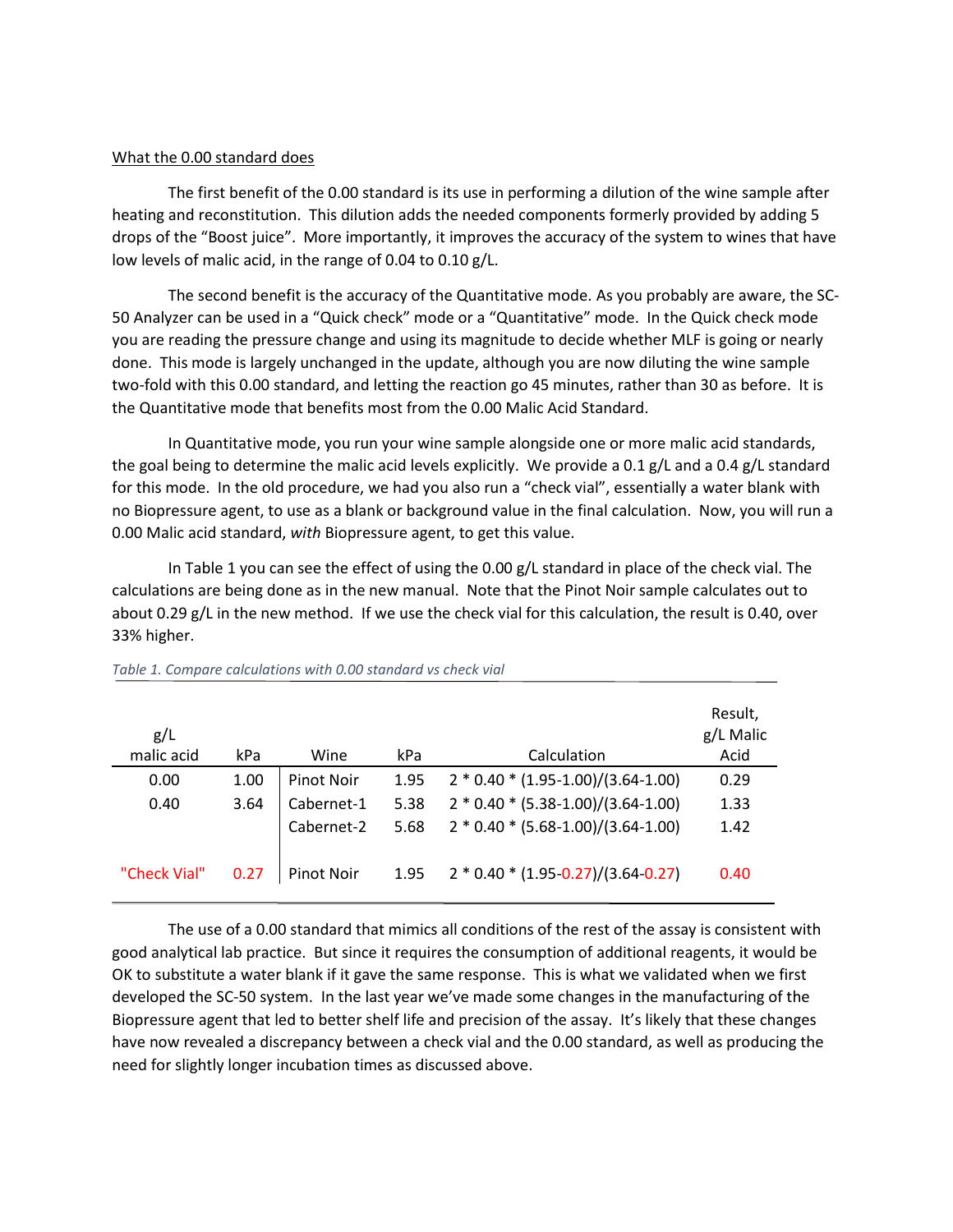What the 0.00 standard does

The first benefit of the 0.00 standard is its use in performing a dilution of the wine sample after heating and reconstitution. This dilution adds the needed components formerly provided by adding 5 drops of the "Boost juice". More importantly, it improves the accuracy of the system to wines that have low levels of malic acid, in the range of 0.04 to 0.10 g/L.

The second benefit is the accuracy of the Quantitative mode. As you probably are aware, the SC-50 Analyzer can be used in a "Quick check" mode or a "Quantitative" mode. In the Quick check mode you are reading the pressure change and using its magnitude to decide whether MLF is going or nearly done. This mode is largely unchanged in the update, although you are now diluting the wine sample two-fold with this 0.00 standard, and letting the reaction go 45 minutes, rather than 30 as before. It is the Quantitative mode that benefits most from the 0.00 Malic Acid Standard.

In Quantitative mode, you run your wine sample alongside one or more malic acid standards, the goal being to determine the malic acid levels explicitly. We provide a 0.1 g/L and a 0.4 g/L standard for this mode. In the old procedure, we had you also run a "check vial", essentially a water blank with no Biopressure agent, to use as a blank or background value in the final calculation. Now, you will run a 0.00 Malic acid standard, *with* Biopressure agent, to get this value.

In Table 1 you can see the effect of using the 0.00 g/L standard in place of the check vial. The calculations are being done as in the new manual. Note that the Pinot Noir sample calculates out to about 0.29 g/L in the new method. If we use the check vial for this calculation, the result is 0.40, over 33% higher.

*Table 1. Compare calculations with 0.00 standard vs check vial*

| g/L malic acid | kPa | Wine | kPa | Calculation | Result, g/L Malic Acid |
|---|---|---|---|---|---|
| 0.00 | 1.00 | Pinot Noir | 1.95 | 2 * 0.40 * (1.95-1.00)/(3.64-1.00) | 0.29 |
| 0.40 | 3.64 | Cabernet-1 | 5.38 | 2 * 0.40 * (5.38-1.00)/(3.64-1.00) | 1.33 |
| | | Cabernet-2 | 5.68 | 2 * 0.40 * (5.68-1.00)/(3.64-1.00) | 1.42 |
| "Check Vial" | 0.27 | Pinot Noir | 1.95 | 2 * 0.40 * (1.95-0.27)/(3.64-0.27) | 0.40 |

The use of a 0.00 standard that mimics all conditions of the rest of the assay is consistent with good analytical lab practice. But since it requires the consumption of additional reagents, it would be OK to substitute a water blank if it gave the same response. This is what we validated when we first developed the SC-50 system. In the last year we've made some changes in the manufacturing of the Biopressure agent that led to better shelf life and precision of the assay. It's likely that these changes have now revealed a discrepancy between a check vial and the 0.00 standard, as well as producing the need for slightly longer incubation times as discussed above.